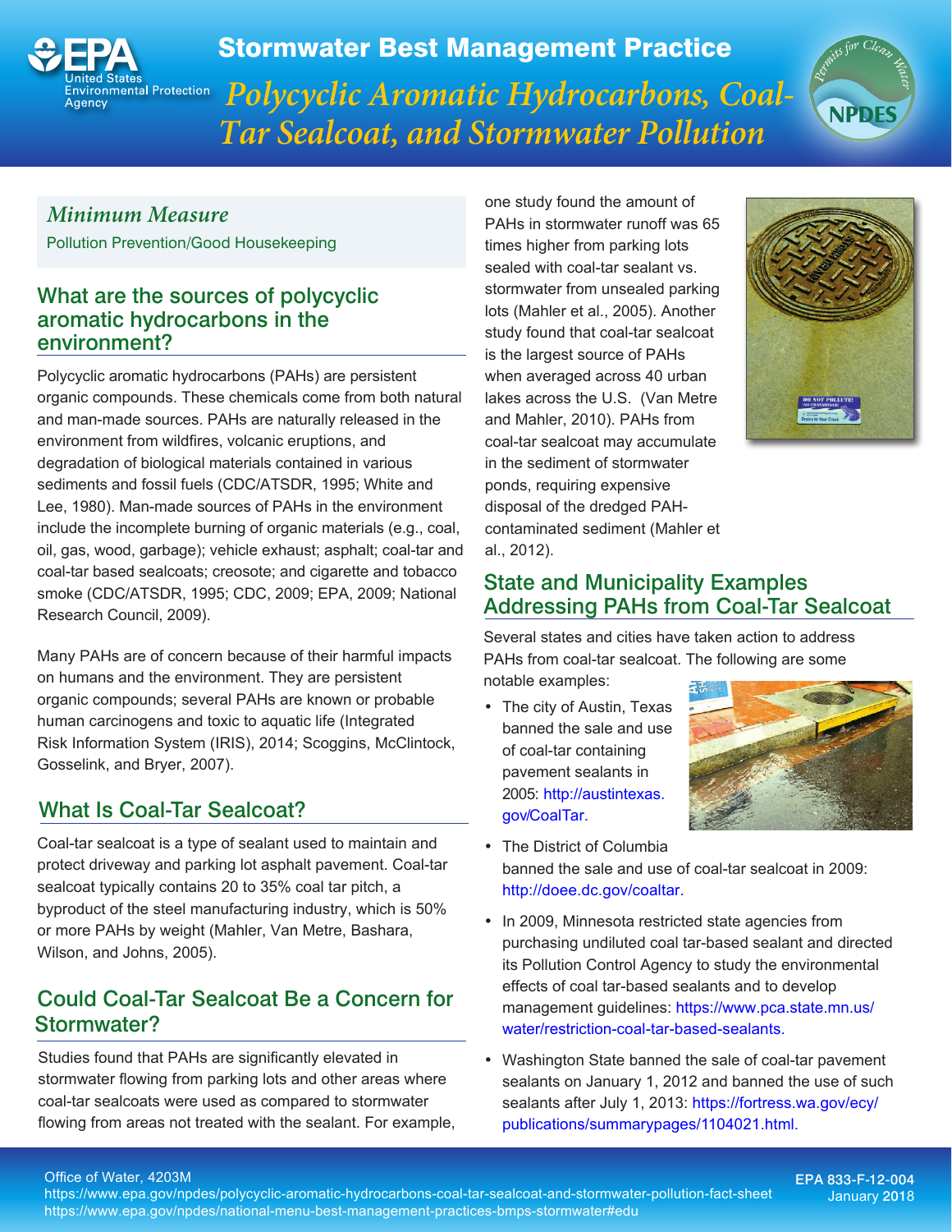# Stormwater Best Management Practice

## *Polycyclic Aromatic Hydrocarbons, Coal-Tar Sealcoat, and Stormwater Pollution*

### *Minimum Measure*

Pollution Prevention/Good Housekeeping

## What are the sources of polycyclic aromatic hydrocarbons in the environment?

Polycyclic aromatic hydrocarbons (PAHs) are persistent organic compounds. These chemicals come from both natural and man-made sources. PAHs are naturally released in the environment from wildfires, volcanic eruptions, and degradation of biological materials contained in various sediments and fossil fuels (CDC/ATSDR, 1995; White and Lee, 1980). Man-made sources of PAHs in the environment include the incomplete burning of organic materials (e.g., coal, oil, gas, wood, garbage); vehicle exhaust; asphalt; coal-tar and coal-tar based sealcoats; creosote; and cigarette and tobacco smoke (CDC/ATSDR, 1995; CDC, 2009; EPA, 2009; National Research Council, 2009).

Many PAHs are of concern because of their harmful impacts on humans and the environment. They are persistent organic compounds; several PAHs are known or probable human carcinogens and toxic to aquatic life (Integrated Risk Information System (IRIS), 2014; Scoggins, McClintock, Gosselink, and Bryer, 2007).

## What Is Coal-Tar Sealcoat?

Coal-tar sealcoat is a type of sealant used to maintain and protect driveway and parking lot asphalt pavement. Coal-tar sealcoat typically contains 20 to 35% coal tar pitch, a byproduct of the steel manufacturing industry, which is 50% or more PAHs by weight (Mahler, Van Metre, Bashara, Wilson, and Johns, 2005).

## Could Coal-Tar Sealcoat Be a Concern for Stormwater?

Studies found that PAHs are significantly elevated in stormwater flowing from parking lots and other areas where coal-tar sealcoats were used as compared to stormwater flowing from areas not treated with the sealant. For example, one study found the amount of PAHs in stormwater runoff was 65 times higher from parking lots sealed with coal-tar sealant vs. stormwater from unsealed parking lots (Mahler et al., 2005). Another study found that coal-tar sealcoat is the largest source of PAHs when averaged across 40 urban lakes across the U.S. (Van Metre and Mahler, 2010). PAHs from coal-tar sealcoat may accumulate in the sediment of stormwater ponds, requiring expensive disposal of the dredged PAH-contaminated sediment (Mahler et al., 2012).

## State and Municipality Examples Addressing PAHs from Coal-Tar Sealcoat

Several states and cities have taken action to address PAHs from coal-tar sealcoat. The following are some notable examples:

- The city of Austin, Texas banned the sale and use of coal-tar containing pavement sealants in 2005: http://austintexas.gov/CoalTar.
- The District of Columbia banned the sale and use of coal-tar sealcoat in 2009: http://doee.dc.gov/coaltar.
- In 2009, Minnesota restricted state agencies from purchasing undiluted coal tar-based sealant and directed its Pollution Control Agency to study the environmental effects of coal tar-based sealants and to develop management guidelines: https://www.pca.state.mn.us/water/restriction-coal-tar-based-sealants.
- Washington State banned the sale of coal-tar pavement sealants on January 1, 2012 and banned the use of such sealants after July 1, 2013: https://fortress.wa.gov/ecy/publications/summarypages/1104021.html.

Office of Water, 4203M
https://www.epa.gov/npdes/polycyclic-aromatic-hydrocarbons-coal-tar-sealcoat-and-stormwater-pollution-fact-sheet
https://www.epa.gov/npdes/national-menu-best-management-practices-bmps-stormwater#edu

EPA 833-F-12-004
January 2018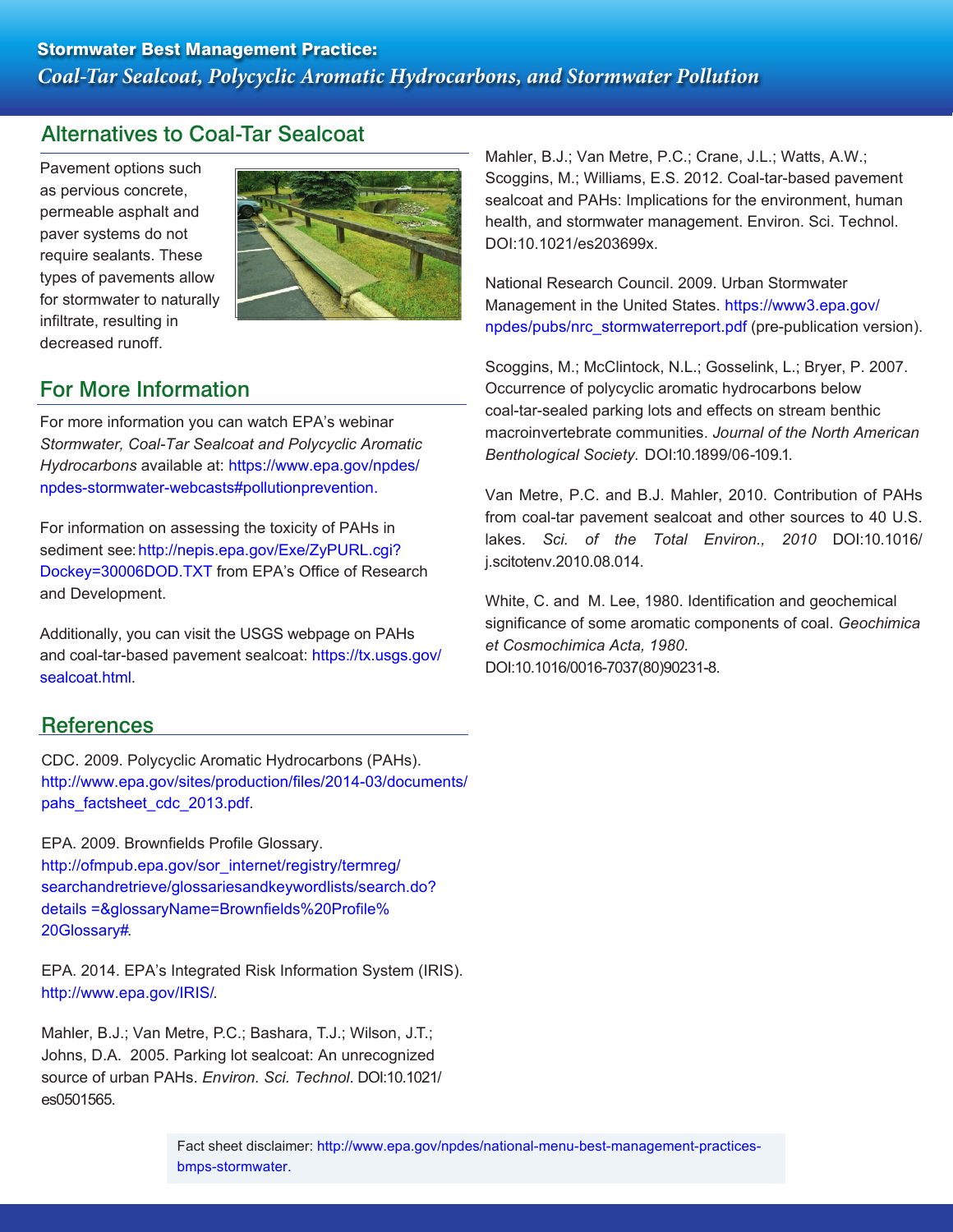## Alternatives to Coal-Tar Sealcoat

Pavement options such as pervious concrete, permeable asphalt and paver systems do not require sealants. These types of pavements allow for stormwater to naturally infiltrate, resulting in decreased runoff.

## For More Information

For more information you can watch EPA's webinar *Stormwater, Coal-Tar Sealcoat and Polycyclic Aromatic Hydrocarbons* available at: https://www.epa.gov/npdes/npdes-stormwater-webcasts#pollutionprevention.

For information on assessing the toxicity of PAHs in sediment see: http://nepis.epa.gov/Exe/ZyPURL.cgi?Dockey=30006DOD.TXT from EPA's Office of Research and Development.

Additionally, you can visit the USGS webpage on PAHs and coal-tar-based pavement sealcoat: https://tx.usgs.gov/sealcoat.html.

## References

CDC. 2009. Polycyclic Aromatic Hydrocarbons (PAHs). http://www.epa.gov/sites/production/files/2014-03/documents/pahs_factsheet_cdc_2013.pdf.

EPA. 2009. Brownfields Profile Glossary. http://ofmpub.epa.gov/sor_internet/registry/termreg/searchandretrieve/glossariesandkeywordlists/search.do?details =&glossaryName=Brownfields%20Profile%20Glossary#.

EPA. 2014. EPA's Integrated Risk Information System (IRIS). http://www.epa.gov/IRIS/.

Mahler, B.J.; Van Metre, P.C.; Bashara, T.J.; Wilson, J.T.; Johns, D.A. 2005. Parking lot sealcoat: An unrecognized source of urban PAHs. *Environ. Sci. Technol*. DOI:10.1021/es0501565.

Mahler, B.J.; Van Metre, P.C.; Crane, J.L.; Watts, A.W.; Scoggins, M.; Williams, E.S. 2012. Coal-tar-based pavement sealcoat and PAHs: Implications for the environment, human health, and stormwater management. Environ. Sci. Technol. DOI:10.1021/es203699x.

National Research Council. 2009. Urban Stormwater Management in the United States. https://www3.epa.gov/npdes/pubs/nrc_stormwaterreport.pdf (pre-publication version).

Scoggins, M.; McClintock, N.L.; Gosselink, L.; Bryer, P. 2007. Occurrence of polycyclic aromatic hydrocarbons below coal-tar-sealed parking lots and effects on stream benthic macroinvertebrate communities. *Journal of the North American Benthological Society.* DOI:10.1899/06-109.1.

Van Metre, P.C. and B.J. Mahler, 2010. Contribution of PAHs from coal-tar pavement sealcoat and other sources to 40 U.S. lakes. *Sci. of the Total Environ., 2010* DOI:10.1016/j.scitotenv.2010.08.014.

White, C. and M. Lee, 1980. Identification and geochemical significance of some aromatic components of coal. *Geochimica et Cosmochimica Acta, 1980*. DOI:10.1016/0016-7037(80)90231-8.

Fact sheet disclaimer: http://www.epa.gov/npdes/national-menu-best-management-practices-bmps-stormwater.